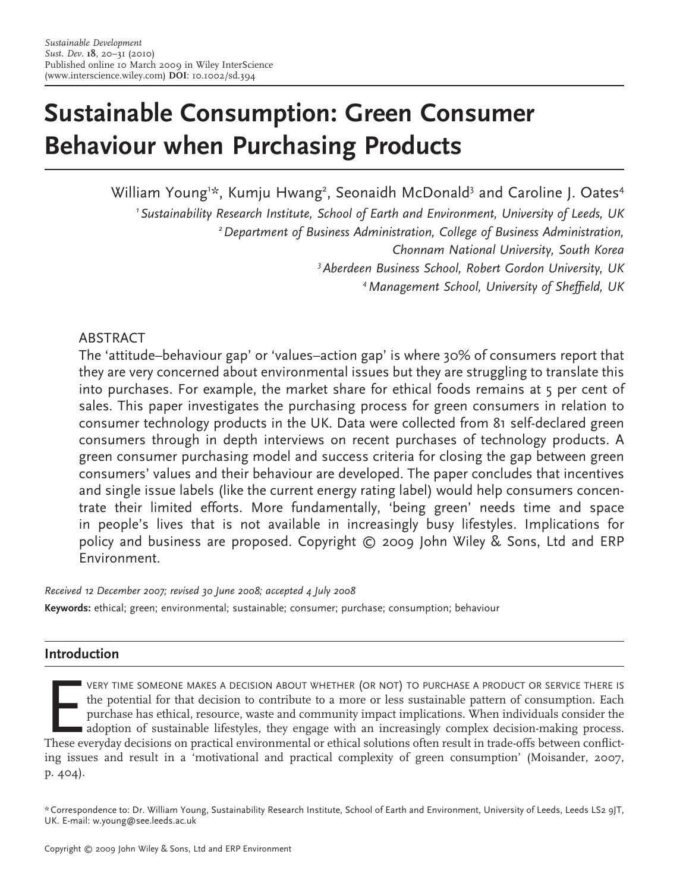# Sustainable Consumption: Green Consumer Behaviour when Purchasing Products

William Young[1]*, Kumju Hwang[2], Seonaidh McDonald[3] and Caroline J. Oates[4]

[1] *Sustainability Research Institute, School of Earth and Environment, University of Leeds, UK*
[2] *Department of Business Administration, College of Business Administration, Chonnam National University, South Korea*
[3] *Aberdeen Business School, Robert Gordon University, UK*
[4] *Management School, University of Sheffield, UK*

## ABSTRACT

The 'attitude–behaviour gap' or 'values–action gap' is where 30% of consumers report that they are very concerned about environmental issues but they are struggling to translate this into purchases. For example, the market share for ethical foods remains at 5 per cent of sales. This paper investigates the purchasing process for green consumers in relation to consumer technology products in the UK. Data were collected from 81 self-declared green consumers through in depth interviews on recent purchases of technology products. A green consumer purchasing model and success criteria for closing the gap between green consumers' values and their behaviour are developed. The paper concludes that incentives and single issue labels (like the current energy rating label) would help consumers concentrate their limited efforts. More fundamentally, 'being green' needs time and space in people's lives that is not available in increasingly busy lifestyles. Implications for policy and business are proposed. Copyright © 2009 John Wiley & Sons, Ltd and ERP Environment.

*Received 12 December 2007; revised 30 June 2008; accepted 4 July 2008*

**Keywords:** ethical; green; environmental; sustainable; consumer; purchase; consumption; behaviour

## Introduction

Every time someone makes a decision about whether (or not) to purchase a product or service there is the potential for that decision to contribute to a more or less sustainable pattern of consumption. Each purchase has ethical, resource, waste and community impact implications. When individuals consider the adoption of sustainable lifestyles, they engage with an increasingly complex decision-making process. These everyday decisions on practical environmental or ethical solutions often result in trade-offs between conflicting issues and result in a 'motivational and practical complexity of green consumption' (Moisander, 2007, p. 404).

*Correspondence to: Dr. William Young, Sustainability Research Institute, School of Earth and Environment, University of Leeds, Leeds LS2 9JT, UK. E-mail: w.young@see.leeds.ac.uk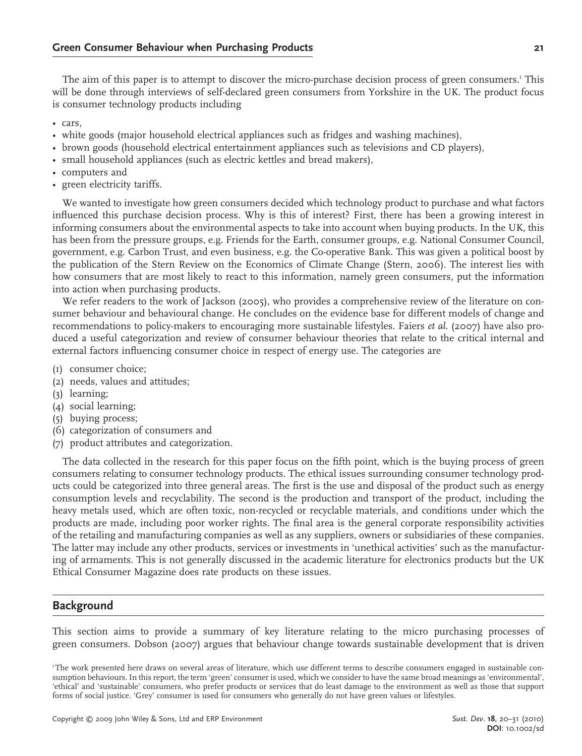The aim of this paper is to attempt to discover the micro-purchase decision process of green consumers.[1] This will be done through interviews of self-declared green consumers from Yorkshire in the UK. The product focus is consumer technology products including

- cars,
- white goods (major household electrical appliances such as fridges and washing machines),
- brown goods (household electrical entertainment appliances such as televisions and CD players),
- small household appliances (such as electric kettles and bread makers),
- computers and
- green electricity tariffs.

We wanted to investigate how green consumers decided which technology product to purchase and what factors influenced this purchase decision process. Why is this of interest? First, there has been a growing interest in informing consumers about the environmental aspects to take into account when buying products. In the UK, this has been from the pressure groups, e.g. Friends for the Earth, consumer groups, e.g. National Consumer Council, government, e.g. Carbon Trust, and even business, e.g. the Co-operative Bank. This was given a political boost by the publication of the Stern Review on the Economics of Climate Change (Stern, 2006). The interest lies with how consumers that are most likely to react to this information, namely green consumers, put the information into action when purchasing products.

We refer readers to the work of Jackson (2005), who provides a comprehensive review of the literature on consumer behaviour and behavioural change. He concludes on the evidence base for different models of change and recommendations to policy-makers to encouraging more sustainable lifestyles. Faiers *et al.* (2007) have also produced a useful categorization and review of consumer behaviour theories that relate to the critical internal and external factors influencing consumer choice in respect of energy use. The categories are

(1) consumer choice;
(2) needs, values and attitudes;
(3) learning;
(4) social learning;
(5) buying process;
(6) categorization of consumers and
(7) product attributes and categorization.

The data collected in the research for this paper focus on the fifth point, which is the buying process of green consumers relating to consumer technology products. The ethical issues surrounding consumer technology products could be categorized into three general areas. The first is the use and disposal of the product such as energy consumption levels and recyclability. The second is the production and transport of the product, including the heavy metals used, which are often toxic, non-recycled or recyclable materials, and conditions under which the products are made, including poor worker rights. The final area is the general corporate responsibility activities of the retailing and manufacturing companies as well as any suppliers, owners or subsidiaries of these companies. The latter may include any other products, services or investments in 'unethical activities' such as the manufacturing of armaments. This is not generally discussed in the academic literature for electronics products but the UK Ethical Consumer Magazine does rate products on these issues.

## Background

This section aims to provide a summary of key literature relating to the micro purchasing processes of green consumers. Dobson (2007) argues that behaviour change towards sustainable development that is driven

[1] The work presented here draws on several areas of literature, which use different terms to describe consumers engaged in sustainable consumption behaviours. In this report, the term 'green' consumer is used, which we consider to have the same broad meanings as 'environmental', 'ethical' and 'sustainable' consumers, who prefer products or services that do least damage to the environment as well as those that support forms of social justice. 'Grey' consumer is used for consumers who generally do not have green values or lifestyles.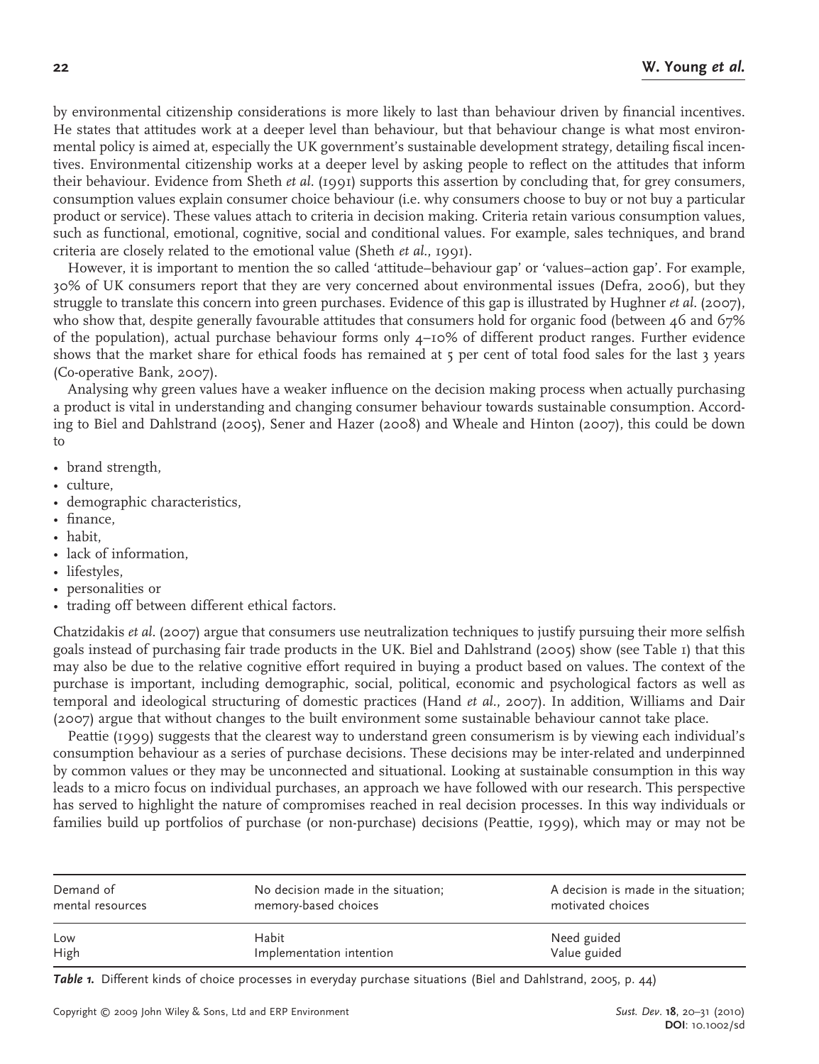by environmental citizenship considerations is more likely to last than behaviour driven by financial incentives. He states that attitudes work at a deeper level than behaviour, but that behaviour change is what most environmental policy is aimed at, especially the UK government's sustainable development strategy, detailing fiscal incentives. Environmental citizenship works at a deeper level by asking people to reflect on the attitudes that inform their behaviour. Evidence from Sheth *et al.* (1991) supports this assertion by concluding that, for grey consumers, consumption values explain consumer choice behaviour (i.e. why consumers choose to buy or not buy a particular product or service). These values attach to criteria in decision making. Criteria retain various consumption values, such as functional, emotional, cognitive, social and conditional values. For example, sales techniques, and brand criteria are closely related to the emotional value (Sheth *et al.*, 1991).

However, it is important to mention the so called 'attitude–behaviour gap' or 'values–action gap'. For example, 30% of UK consumers report that they are very concerned about environmental issues (Defra, 2006), but they struggle to translate this concern into green purchases. Evidence of this gap is illustrated by Hughner *et al.* (2007), who show that, despite generally favourable attitudes that consumers hold for organic food (between 46 and 67% of the population), actual purchase behaviour forms only 4–10% of different product ranges. Further evidence shows that the market share for ethical foods has remained at 5 per cent of total food sales for the last 3 years (Co-operative Bank, 2007).

Analysing why green values have a weaker influence on the decision making process when actually purchasing a product is vital in understanding and changing consumer behaviour towards sustainable consumption. According to Biel and Dahlstrand (2005), Sener and Hazer (2008) and Wheale and Hinton (2007), this could be down to

- brand strength,
- culture,
- demographic characteristics,
- finance,
- habit,
- lack of information,
- lifestyles,
- personalities or
- trading off between different ethical factors.

Chatzidakis *et al.* (2007) argue that consumers use neutralization techniques to justify pursuing their more selfish goals instead of purchasing fair trade products in the UK. Biel and Dahlstrand (2005) show (see Table 1) that this may also be due to the relative cognitive effort required in buying a product based on values. The context of the purchase is important, including demographic, social, political, economic and psychological factors as well as temporal and ideological structuring of domestic practices (Hand *et al.*, 2007). In addition, Williams and Dair (2007) argue that without changes to the built environment some sustainable behaviour cannot take place.

Peattie (1999) suggests that the clearest way to understand green consumerism is by viewing each individual's consumption behaviour as a series of purchase decisions. These decisions may be inter-related and underpinned by common values or they may be unconnected and situational. Looking at sustainable consumption in this way leads to a micro focus on individual purchases, an approach we have followed with our research. This perspective has served to highlight the nature of compromises reached in real decision processes. In this way individuals or families build up portfolios of purchase (or non-purchase) decisions (Peattie, 1999), which may or may not be

| Demand of mental resources | No decision made in the situation; memory-based choices | A decision is made in the situation; motivated choices |
|---|---|---|
| Low | Habit | Need guided |
| High | Implementation intention | Value guided |

***Table 1.*** Different kinds of choice processes in everyday purchase situations (Biel and Dahlstrand, 2005, p. 44)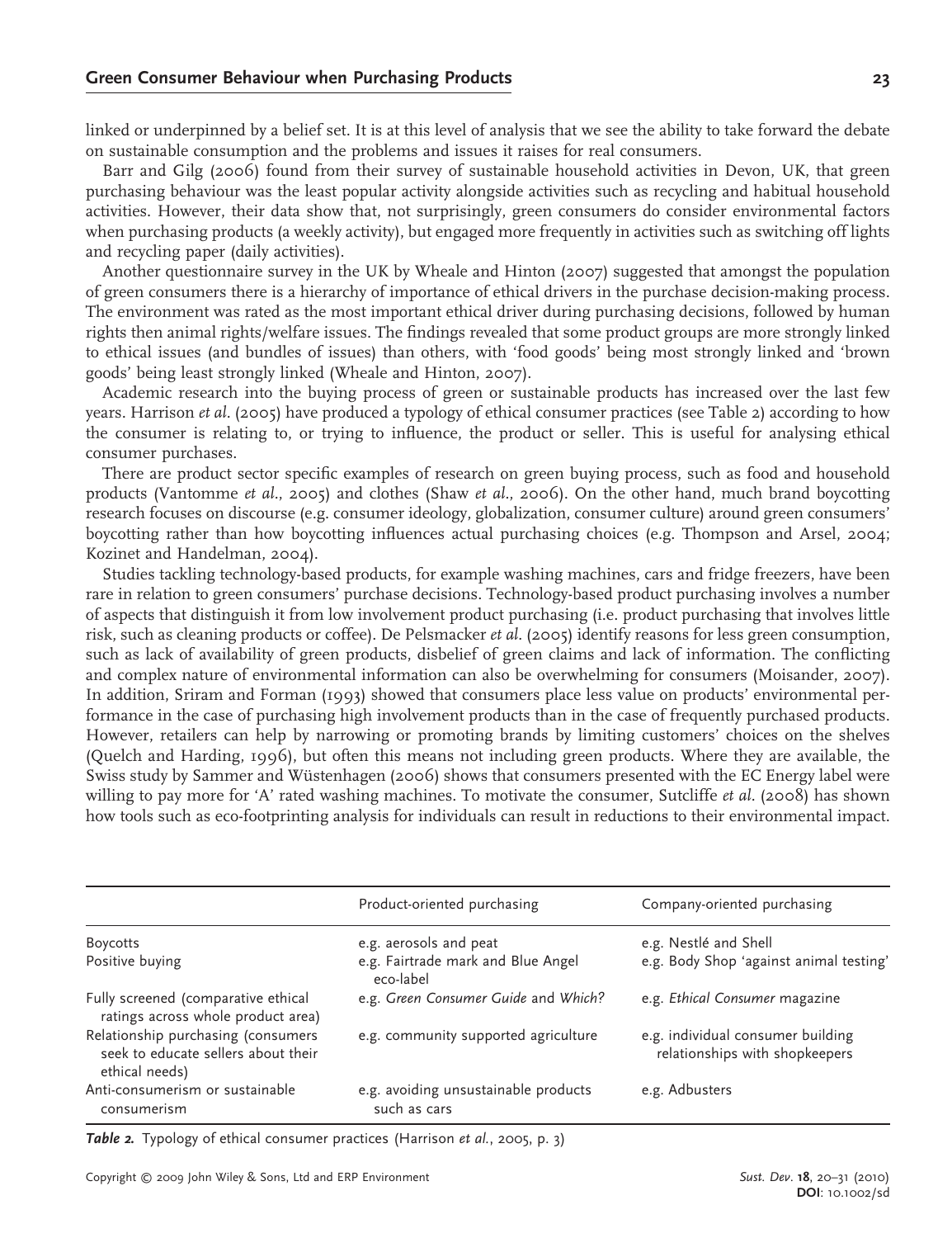linked or underpinned by a belief set. It is at this level of analysis that we see the ability to take forward the debate on sustainable consumption and the problems and issues it raises for real consumers.

Barr and Gilg (2006) found from their survey of sustainable household activities in Devon, UK, that green purchasing behaviour was the least popular activity alongside activities such as recycling and habitual household activities. However, their data show that, not surprisingly, green consumers do consider environmental factors when purchasing products (a weekly activity), but engaged more frequently in activities such as switching off lights and recycling paper (daily activities).

Another questionnaire survey in the UK by Wheale and Hinton (2007) suggested that amongst the population of green consumers there is a hierarchy of importance of ethical drivers in the purchase decision-making process. The environment was rated as the most important ethical driver during purchasing decisions, followed by human rights then animal rights/welfare issues. The findings revealed that some product groups are more strongly linked to ethical issues (and bundles of issues) than others, with 'food goods' being most strongly linked and 'brown goods' being least strongly linked (Wheale and Hinton, 2007).

Academic research into the buying process of green or sustainable products has increased over the last few years. Harrison *et al.* (2005) have produced a typology of ethical consumer practices (see Table 2) according to how the consumer is relating to, or trying to influence, the product or seller. This is useful for analysing ethical consumer purchases.

There are product sector specific examples of research on green buying process, such as food and household products (Vantomme *et al.*, 2005) and clothes (Shaw *et al.*, 2006). On the other hand, much brand boycotting research focuses on discourse (e.g. consumer ideology, globalization, consumer culture) around green consumers' boycotting rather than how boycotting influences actual purchasing choices (e.g. Thompson and Arsel, 2004; Kozinet and Handelman, 2004).

Studies tackling technology-based products, for example washing machines, cars and fridge freezers, have been rare in relation to green consumers' purchase decisions. Technology-based product purchasing involves a number of aspects that distinguish it from low involvement product purchasing (i.e. product purchasing that involves little risk, such as cleaning products or coffee). De Pelsmacker *et al.* (2005) identify reasons for less green consumption, such as lack of availability of green products, disbelief of green claims and lack of information. The conflicting and complex nature of environmental information can also be overwhelming for consumers (Moisander, 2007). In addition, Sriram and Forman (1993) showed that consumers place less value on products' environmental performance in the case of purchasing high involvement products than in the case of frequently purchased products. However, retailers can help by narrowing or promoting brands by limiting customers' choices on the shelves (Quelch and Harding, 1996), but often this means not including green products. Where they are available, the Swiss study by Sammer and Wüstenhagen (2006) shows that consumers presented with the EC Energy label were willing to pay more for 'A' rated washing machines. To motivate the consumer, Sutcliffe *et al.* (2008) has shown how tools such as eco-footprinting analysis for individuals can result in reductions to their environmental impact.

| | Product-oriented purchasing | Company-oriented purchasing |
|---|---|---|
| Boycotts | e.g. aerosols and peat | e.g. Nestlé and Shell |
| Positive buying | e.g. Fairtrade mark and Blue Angel eco-label | e.g. Body Shop 'against animal testing' |
| Fully screened (comparative ethical ratings across whole product area) | e.g. *Green Consumer Guide* and *Which?* | e.g. *Ethical Consumer* magazine |
| Relationship purchasing (consumers seek to educate sellers about their ethical needs) | e.g. community supported agriculture | e.g. individual consumer building relationships with shopkeepers |
| Anti-consumerism or sustainable consumerism | e.g. avoiding unsustainable products such as cars | e.g. Adbusters |

***Table 2.*** Typology of ethical consumer practices (Harrison *et al.*, 2005, p. 3)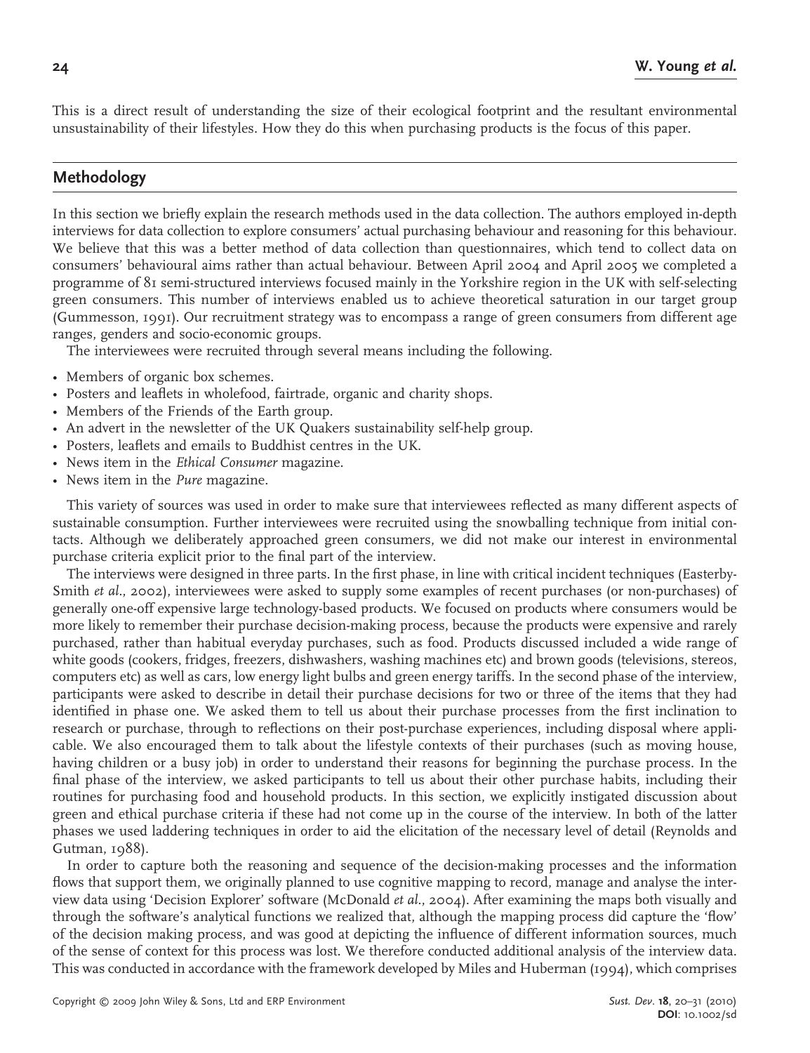This is a direct result of understanding the size of their ecological footprint and the resultant environmental unsustainability of their lifestyles. How they do this when purchasing products is the focus of this paper.

## Methodology

In this section we briefly explain the research methods used in the data collection. The authors employed in-depth interviews for data collection to explore consumers' actual purchasing behaviour and reasoning for this behaviour. We believe that this was a better method of data collection than questionnaires, which tend to collect data on consumers' behavioural aims rather than actual behaviour. Between April 2004 and April 2005 we completed a programme of 81 semi-structured interviews focused mainly in the Yorkshire region in the UK with self-selecting green consumers. This number of interviews enabled us to achieve theoretical saturation in our target group (Gummesson, 1991). Our recruitment strategy was to encompass a range of green consumers from different age ranges, genders and socio-economic groups.

The interviewees were recruited through several means including the following.

- Members of organic box schemes.
- Posters and leaflets in wholefood, fairtrade, organic and charity shops.
- Members of the Friends of the Earth group.
- An advert in the newsletter of the UK Quakers sustainability self-help group.
- Posters, leaflets and emails to Buddhist centres in the UK.
- News item in the *Ethical Consumer* magazine.
- News item in the *Pure* magazine.

This variety of sources was used in order to make sure that interviewees reflected as many different aspects of sustainable consumption. Further interviewees were recruited using the snowballing technique from initial contacts. Although we deliberately approached green consumers, we did not make our interest in environmental purchase criteria explicit prior to the final part of the interview.

The interviews were designed in three parts. In the first phase, in line with critical incident techniques (Easterby-Smith *et al.*, 2002), interviewees were asked to supply some examples of recent purchases (or non-purchases) of generally one-off expensive large technology-based products. We focused on products where consumers would be more likely to remember their purchase decision-making process, because the products were expensive and rarely purchased, rather than habitual everyday purchases, such as food. Products discussed included a wide range of white goods (cookers, fridges, freezers, dishwashers, washing machines etc) and brown goods (televisions, stereos, computers etc) as well as cars, low energy light bulbs and green energy tariffs. In the second phase of the interview, participants were asked to describe in detail their purchase decisions for two or three of the items that they had identified in phase one. We asked them to tell us about their purchase processes from the first inclination to research or purchase, through to reflections on their post-purchase experiences, including disposal where applicable. We also encouraged them to talk about the lifestyle contexts of their purchases (such as moving house, having children or a busy job) in order to understand their reasons for beginning the purchase process. In the final phase of the interview, we asked participants to tell us about their other purchase habits, including their routines for purchasing food and household products. In this section, we explicitly instigated discussion about green and ethical purchase criteria if these had not come up in the course of the interview. In both of the latter phases we used laddering techniques in order to aid the elicitation of the necessary level of detail (Reynolds and Gutman, 1988).

In order to capture both the reasoning and sequence of the decision-making processes and the information flows that support them, we originally planned to use cognitive mapping to record, manage and analyse the interview data using 'Decision Explorer' software (McDonald *et al.*, 2004). After examining the maps both visually and through the software's analytical functions we realized that, although the mapping process did capture the 'flow' of the decision making process, and was good at depicting the influence of different information sources, much of the sense of context for this process was lost. We therefore conducted additional analysis of the interview data. This was conducted in accordance with the framework developed by Miles and Huberman (1994), which comprises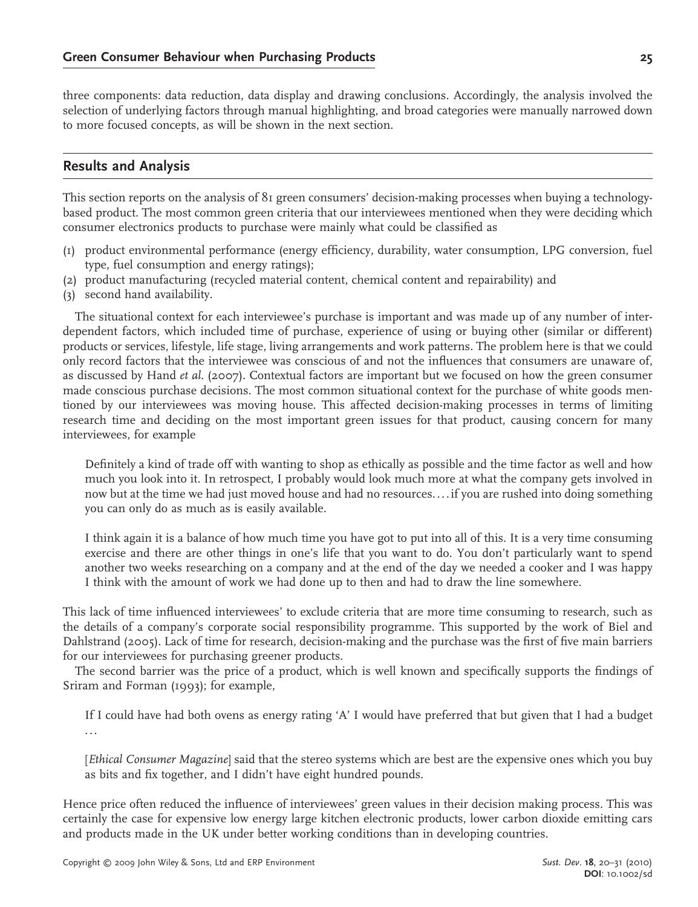three components: data reduction, data display and drawing conclusions. Accordingly, the analysis involved the selection of underlying factors through manual highlighting, and broad categories were manually narrowed down to more focused concepts, as will be shown in the next section.

## Results and Analysis

This section reports on the analysis of 81 green consumers' decision-making processes when buying a technology-based product. The most common green criteria that our interviewees mentioned when they were deciding which consumer electronics products to purchase were mainly what could be classified as

(1) product environmental performance (energy efficiency, durability, water consumption, LPG conversion, fuel type, fuel consumption and energy ratings);
(2) product manufacturing (recycled material content, chemical content and repairability) and
(3) second hand availability.

The situational context for each interviewee's purchase is important and was made up of any number of interdependent factors, which included time of purchase, experience of using or buying other (similar or different) products or services, lifestyle, life stage, living arrangements and work patterns. The problem here is that we could only record factors that the interviewee was conscious of and not the influences that consumers are unaware of, as discussed by Hand *et al.* (2007). Contextual factors are important but we focused on how the green consumer made conscious purchase decisions. The most common situational context for the purchase of white goods mentioned by our interviewees was moving house. This affected decision-making processes in terms of limiting research time and deciding on the most important green issues for that product, causing concern for many interviewees, for example

> Definitely a kind of trade off with wanting to shop as ethically as possible and the time factor as well and how much you look into it. In retrospect, I probably would look much more at what the company gets involved in now but at the time we had just moved house and had no resources. . . . if you are rushed into doing something you can only do as much as is easily available.

> I think again it is a balance of how much time you have got to put into all of this. It is a very time consuming exercise and there are other things in one's life that you want to do. You don't particularly want to spend another two weeks researching on a company and at the end of the day we needed a cooker and I was happy I think with the amount of work we had done up to then and had to draw the line somewhere.

This lack of time influenced interviewees' to exclude criteria that are more time consuming to research, such as the details of a company's corporate social responsibility programme. This supported by the work of Biel and Dahlstrand (2005). Lack of time for research, decision-making and the purchase was the first of five main barriers for our interviewees for purchasing greener products.

The second barrier was the price of a product, which is well known and specifically supports the findings of Sriram and Forman (1993); for example,

> If I could have had both ovens as energy rating 'A' I would have preferred that but given that I had a budget . . .

> [*Ethical Consumer Magazine*] said that the stereo systems which are best are the expensive ones which you buy as bits and fix together, and I didn't have eight hundred pounds.

Hence price often reduced the influence of interviewees' green values in their decision making process. This was certainly the case for expensive low energy large kitchen electronic products, lower carbon dioxide emitting cars and products made in the UK under better working conditions than in developing countries.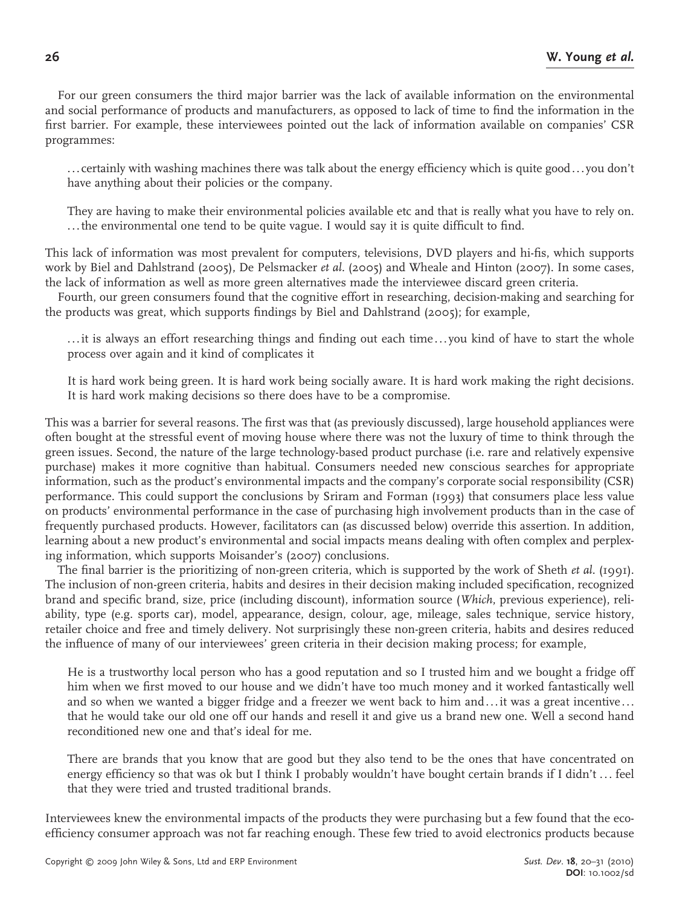For our green consumers the third major barrier was the lack of available information on the environmental and social performance of products and manufacturers, as opposed to lack of time to find the information in the first barrier. For example, these interviewees pointed out the lack of information available on companies' CSR programmes:

> ... certainly with washing machines there was talk about the energy efficiency which is quite good ... you don't have anything about their policies or the company.

> They are having to make their environmental policies available etc and that is really what you have to rely on. ... the environmental one tend to be quite vague. I would say it is quite difficult to find.

This lack of information was most prevalent for computers, televisions, DVD players and hi-fis, which supports work by Biel and Dahlstrand (2005), De Pelsmacker *et al.* (2005) and Wheale and Hinton (2007). In some cases, the lack of information as well as more green alternatives made the interviewee discard green criteria.

Fourth, our green consumers found that the cognitive effort in researching, decision-making and searching for the products was great, which supports findings by Biel and Dahlstrand (2005); for example,

> ... it is always an effort researching things and finding out each time ... you kind of have to start the whole process over again and it kind of complicates it

> It is hard work being green. It is hard work being socially aware. It is hard work making the right decisions. It is hard work making decisions so there does have to be a compromise.

This was a barrier for several reasons. The first was that (as previously discussed), large household appliances were often bought at the stressful event of moving house where there was not the luxury of time to think through the green issues. Second, the nature of the large technology-based product purchase (i.e. rare and relatively expensive purchase) makes it more cognitive than habitual. Consumers needed new conscious searches for appropriate information, such as the product's environmental impacts and the company's corporate social responsibility (CSR) performance. This could support the conclusions by Sriram and Forman (1993) that consumers place less value on products' environmental performance in the case of purchasing high involvement products than in the case of frequently purchased products. However, facilitators can (as discussed below) override this assertion. In addition, learning about a new product's environmental and social impacts means dealing with often complex and perplexing information, which supports Moisander's (2007) conclusions.

The final barrier is the prioritizing of non-green criteria, which is supported by the work of Sheth *et al.* (1991). The inclusion of non-green criteria, habits and desires in their decision making included specification, recognized brand and specific brand, size, price (including discount), information source (*Which*, previous experience), reliability, type (e.g. sports car), model, appearance, design, colour, age, mileage, sales technique, service history, retailer choice and free and timely delivery. Not surprisingly these non-green criteria, habits and desires reduced the influence of many of our interviewees' green criteria in their decision making process; for example,

> He is a trustworthy local person who has a good reputation and so I trusted him and we bought a fridge off him when we first moved to our house and we didn't have too much money and it worked fantastically well and so when we wanted a bigger fridge and a freezer we went back to him and ... it was a great incentive ... that he would take our old one off our hands and resell it and give us a brand new one. Well a second hand reconditioned new one and that's ideal for me.

> There are brands that you know that are good but they also tend to be the ones that have concentrated on energy efficiency so that was ok but I think I probably wouldn't have bought certain brands if I didn't ... feel that they were tried and trusted traditional brands.

Interviewees knew the environmental impacts of the products they were purchasing but a few found that the eco-efficiency consumer approach was not far reaching enough. These few tried to avoid electronics products because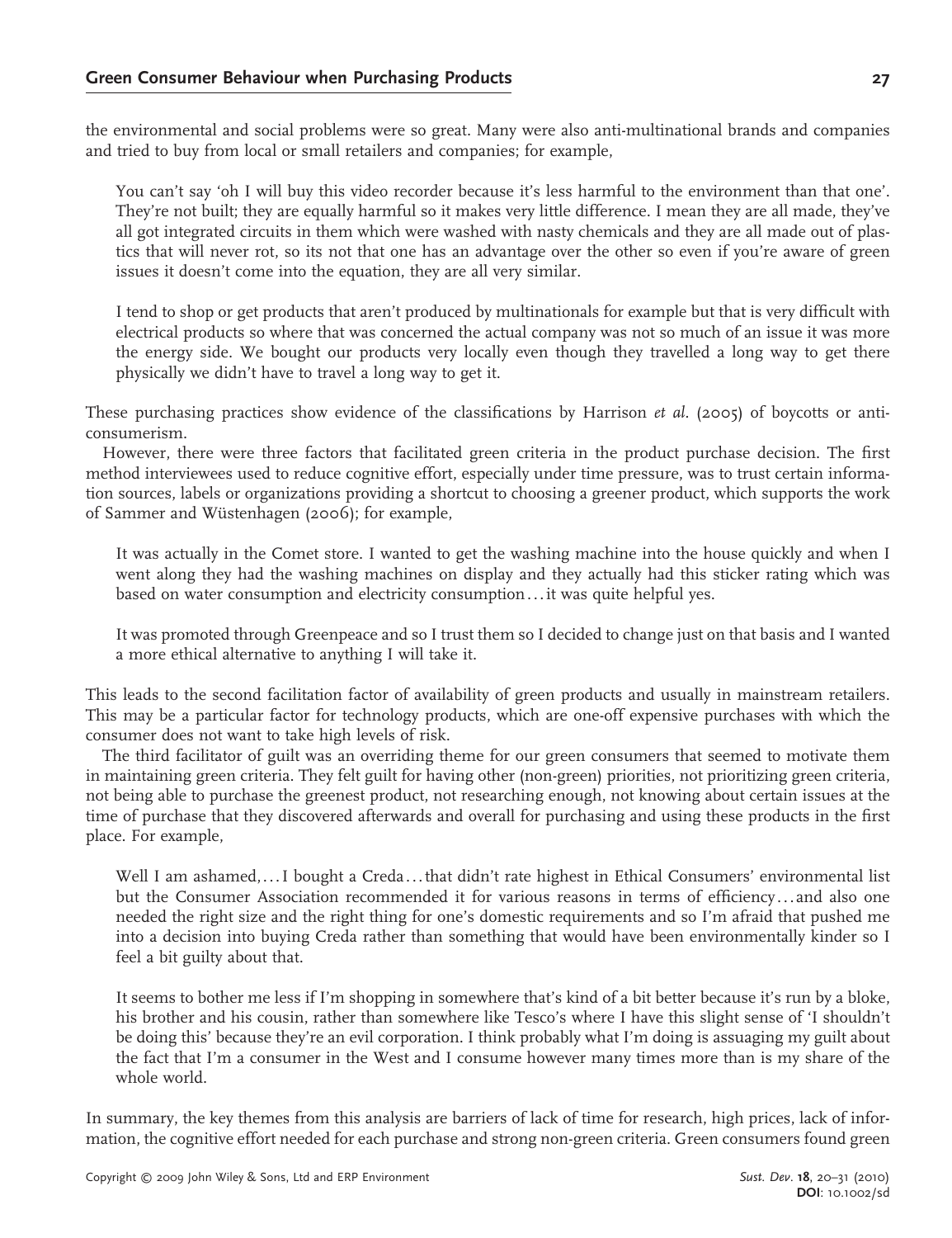the environmental and social problems were so great. Many were also anti-multinational brands and companies and tried to buy from local or small retailers and companies; for example,

> You can't say 'oh I will buy this video recorder because it's less harmful to the environment than that one'. They're not built; they are equally harmful so it makes very little difference. I mean they are all made, they've all got integrated circuits in them which were washed with nasty chemicals and they are all made out of plastics that will never rot, so its not that one has an advantage over the other so even if you're aware of green issues it doesn't come into the equation, they are all very similar.

> I tend to shop or get products that aren't produced by multinationals for example but that is very difficult with electrical products so where that was concerned the actual company was not so much of an issue it was more the energy side. We bought our products very locally even though they travelled a long way to get there physically we didn't have to travel a long way to get it.

These purchasing practices show evidence of the classifications by Harrison *et al.* (2005) of boycotts or anti-consumerism.

However, there were three factors that facilitated green criteria in the product purchase decision. The first method interviewees used to reduce cognitive effort, especially under time pressure, was to trust certain information sources, labels or organizations providing a shortcut to choosing a greener product, which supports the work of Sammer and Wüstenhagen (2006); for example,

> It was actually in the Comet store. I wanted to get the washing machine into the house quickly and when I went along they had the washing machines on display and they actually had this sticker rating which was based on water consumption and electricity consumption . . . it was quite helpful yes.

> It was promoted through Greenpeace and so I trust them so I decided to change just on that basis and I wanted a more ethical alternative to anything I will take it.

This leads to the second facilitation factor of availability of green products and usually in mainstream retailers. This may be a particular factor for technology products, which are one-off expensive purchases with which the consumer does not want to take high levels of risk.

The third facilitator of guilt was an overriding theme for our green consumers that seemed to motivate them in maintaining green criteria. They felt guilt for having other (non-green) priorities, not prioritizing green criteria, not being able to purchase the greenest product, not researching enough, not knowing about certain issues at the time of purchase that they discovered afterwards and overall for purchasing and using these products in the first place. For example,

> Well I am ashamed, . . . I bought a Creda . . . that didn't rate highest in Ethical Consumers' environmental list but the Consumer Association recommended it for various reasons in terms of efficiency . . . and also one needed the right size and the right thing for one's domestic requirements and so I'm afraid that pushed me into a decision into buying Creda rather than something that would have been environmentally kinder so I feel a bit guilty about that.

> It seems to bother me less if I'm shopping in somewhere that's kind of a bit better because it's run by a bloke, his brother and his cousin, rather than somewhere like Tesco's where I have this slight sense of 'I shouldn't be doing this' because they're an evil corporation. I think probably what I'm doing is assuaging my guilt about the fact that I'm a consumer in the West and I consume however many times more than is my share of the whole world.

In summary, the key themes from this analysis are barriers of lack of time for research, high prices, lack of information, the cognitive effort needed for each purchase and strong non-green criteria. Green consumers found green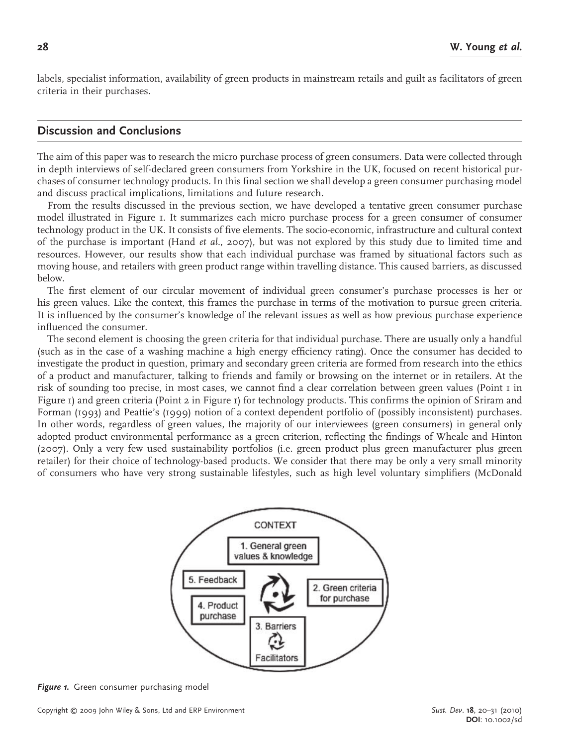labels, specialist information, availability of green products in mainstream retails and guilt as facilitators of green criteria in their purchases.

## Discussion and Conclusions

The aim of this paper was to research the micro purchase process of green consumers. Data were collected through in depth interviews of self-declared green consumers from Yorkshire in the UK, focused on recent historical purchases of consumer technology products. In this final section we shall develop a green consumer purchasing model and discuss practical implications, limitations and future research.

From the results discussed in the previous section, we have developed a tentative green consumer purchase model illustrated in Figure 1. It summarizes each micro purchase process for a green consumer of consumer technology product in the UK. It consists of five elements. The socio-economic, infrastructure and cultural context of the purchase is important (Hand *et al.*, 2007), but was not explored by this study due to limited time and resources. However, our results show that each individual purchase was framed by situational factors such as moving house, and retailers with green product range within travelling distance. This caused barriers, as discussed below.

The first element of our circular movement of individual green consumer's purchase processes is her or his green values. Like the context, this frames the purchase in terms of the motivation to pursue green criteria. It is influenced by the consumer's knowledge of the relevant issues as well as how previous purchase experience influenced the consumer.

The second element is choosing the green criteria for that individual purchase. There are usually only a handful (such as in the case of a washing machine a high energy efficiency rating). Once the consumer has decided to investigate the product in question, primary and secondary green criteria are formed from research into the ethics of a product and manufacturer, talking to friends and family or browsing on the internet or in retailers. At the risk of sounding too precise, in most cases, we cannot find a clear correlation between green values (Point 1 in Figure 1) and green criteria (Point 2 in Figure 1) for technology products. This confirms the opinion of Sriram and Forman (1993) and Peattie's (1999) notion of a context dependent portfolio of (possibly inconsistent) purchases. In other words, regardless of green values, the majority of our interviewees (green consumers) in general only adopted product environmental performance as a green criterion, reflecting the findings of Wheale and Hinton (2007). Only a very few used sustainability portfolios (i.e. green product plus green manufacturer plus green retailer) for their choice of technology-based products. We consider that there may be only a very small minority of consumers who have very strong sustainable lifestyles, such as high level voluntary simplifiers (McDonald

CONTEXT

1. General green values & knowledge

2. Green criteria for purchase

3. Barriers / Facilitators

4. Product purchase

5. Feedback

***Figure 1.*** Green consumer purchasing model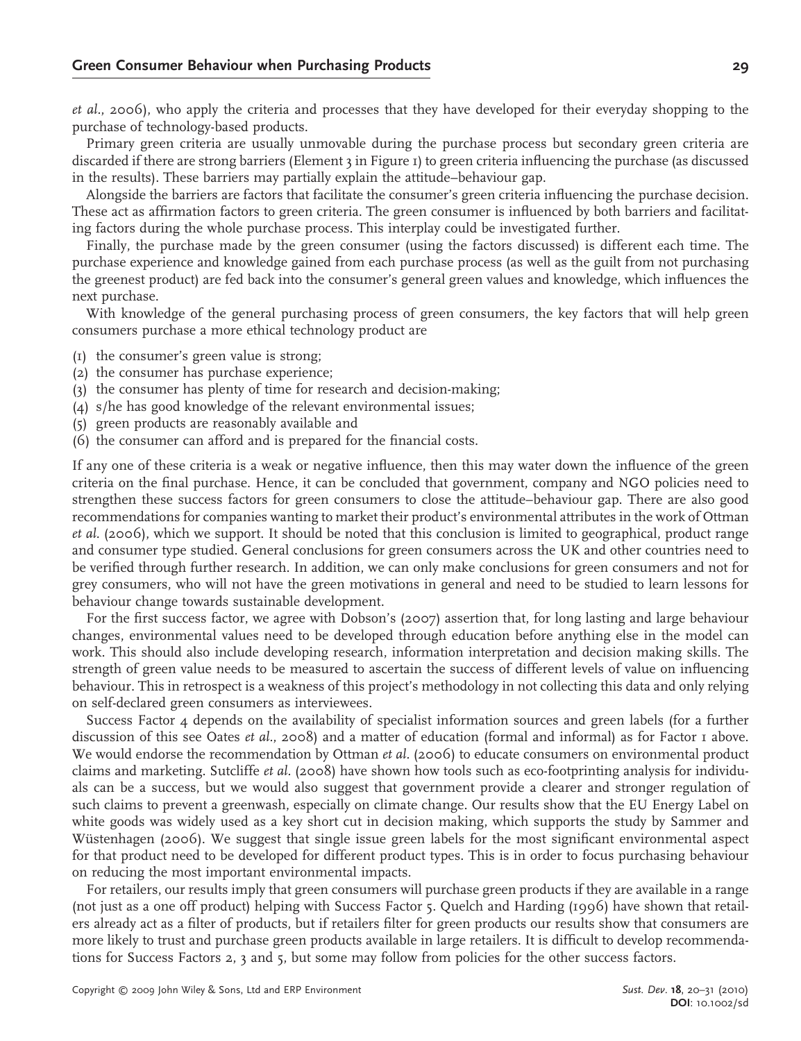*et al.*, 2006), who apply the criteria and processes that they have developed for their everyday shopping to the purchase of technology-based products.

Primary green criteria are usually unmovable during the purchase process but secondary green criteria are discarded if there are strong barriers (Element 3 in Figure 1) to green criteria influencing the purchase (as discussed in the results). These barriers may partially explain the attitude–behaviour gap.

Alongside the barriers are factors that facilitate the consumer's green criteria influencing the purchase decision. These act as affirmation factors to green criteria. The green consumer is influenced by both barriers and facilitating factors during the whole purchase process. This interplay could be investigated further.

Finally, the purchase made by the green consumer (using the factors discussed) is different each time. The purchase experience and knowledge gained from each purchase process (as well as the guilt from not purchasing the greenest product) are fed back into the consumer's general green values and knowledge, which influences the next purchase.

With knowledge of the general purchasing process of green consumers, the key factors that will help green consumers purchase a more ethical technology product are

(1) the consumer's green value is strong;
(2) the consumer has purchase experience;
(3) the consumer has plenty of time for research and decision-making;
(4) s/he has good knowledge of the relevant environmental issues;
(5) green products are reasonably available and
(6) the consumer can afford and is prepared for the financial costs.

If any one of these criteria is a weak or negative influence, then this may water down the influence of the green criteria on the final purchase. Hence, it can be concluded that government, company and NGO policies need to strengthen these success factors for green consumers to close the attitude–behaviour gap. There are also good recommendations for companies wanting to market their product's environmental attributes in the work of Ottman *et al.* (2006), which we support. It should be noted that this conclusion is limited to geographical, product range and consumer type studied. General conclusions for green consumers across the UK and other countries need to be verified through further research. In addition, we can only make conclusions for green consumers and not for grey consumers, who will not have the green motivations in general and need to be studied to learn lessons for behaviour change towards sustainable development.

For the first success factor, we agree with Dobson's (2007) assertion that, for long lasting and large behaviour changes, environmental values need to be developed through education before anything else in the model can work. This should also include developing research, information interpretation and decision making skills. The strength of green value needs to be measured to ascertain the success of different levels of value on influencing behaviour. This in retrospect is a weakness of this project's methodology in not collecting this data and only relying on self-declared green consumers as interviewees.

Success Factor 4 depends on the availability of specialist information sources and green labels (for a further discussion of this see Oates *et al.*, 2008) and a matter of education (formal and informal) as for Factor 1 above. We would endorse the recommendation by Ottman *et al.* (2006) to educate consumers on environmental product claims and marketing. Sutcliffe *et al.* (2008) have shown how tools such as eco-footprinting analysis for individuals can be a success, but we would also suggest that government provide a clearer and stronger regulation of such claims to prevent a greenwash, especially on climate change. Our results show that the EU Energy Label on white goods was widely used as a key short cut in decision making, which supports the study by Sammer and Wüstenhagen (2006). We suggest that single issue green labels for the most significant environmental aspect for that product need to be developed for different product types. This is in order to focus purchasing behaviour on reducing the most important environmental impacts.

For retailers, our results imply that green consumers will purchase green products if they are available in a range (not just as a one off product) helping with Success Factor 5. Quelch and Harding (1996) have shown that retailers already act as a filter of products, but if retailers filter for green products our results show that consumers are more likely to trust and purchase green products available in large retailers. It is difficult to develop recommendations for Success Factors 2, 3 and 5, but some may follow from policies for the other success factors.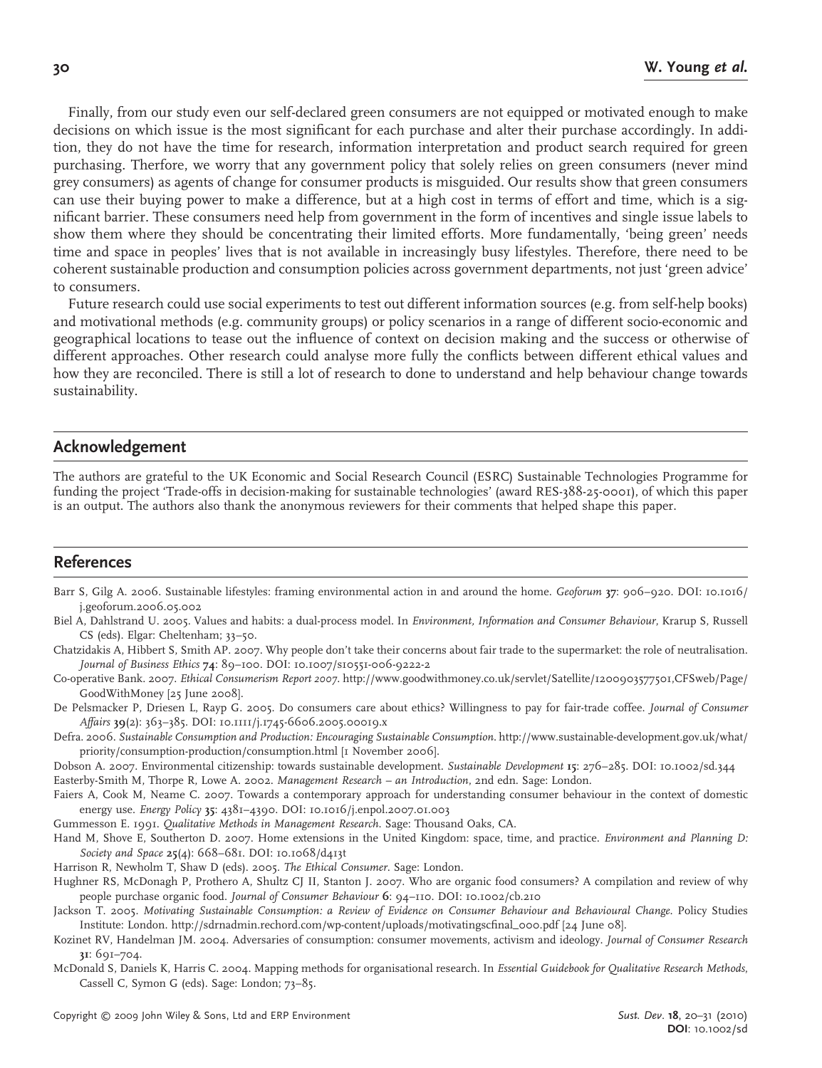Finally, from our study even our self-declared green consumers are not equipped or motivated enough to make decisions on which issue is the most significant for each purchase and alter their purchase accordingly. In addition, they do not have the time for research, information interpretation and product search required for green purchasing. Therfore, we worry that any government policy that solely relies on green consumers (never mind grey consumers) as agents of change for consumer products is misguided. Our results show that green consumers can use their buying power to make a difference, but at a high cost in terms of effort and time, which is a significant barrier. These consumers need help from government in the form of incentives and single issue labels to show them where they should be concentrating their limited efforts. More fundamentally, 'being green' needs time and space in peoples' lives that is not available in increasingly busy lifestyles. Therefore, there need to be coherent sustainable production and consumption policies across government departments, not just 'green advice' to consumers.

Future research could use social experiments to test out different information sources (e.g. from self-help books) and motivational methods (e.g. community groups) or policy scenarios in a range of different socio-economic and geographical locations to tease out the influence of context on decision making and the success or otherwise of different approaches. Other research could analyse more fully the conflicts between different ethical values and how they are reconciled. There is still a lot of research to done to understand and help behaviour change towards sustainability.

## Acknowledgement

The authors are grateful to the UK Economic and Social Research Council (ESRC) Sustainable Technologies Programme for funding the project 'Trade-offs in decision-making for sustainable technologies' (award RES-388-25-0001), of which this paper is an output. The authors also thank the anonymous reviewers for their comments that helped shape this paper.

## References

Barr S, Gilg A. 2006. Sustainable lifestyles: framing environmental action in and around the home. *Geoforum* **37**: 906–920. DOI: 10.1016/j.geoforum.2006.05.002

Biel A, Dahlstrand U. 2005. Values and habits: a dual-process model. In *Environment, Information and Consumer Behaviour*, Krarup S, Russell CS (eds). Elgar: Cheltenham; 33–50.

Chatzidakis A, Hibbert S, Smith AP. 2007. Why people don't take their concerns about fair trade to the supermarket: the role of neutralisation. *Journal of Business Ethics* **74**: 89–100. DOI: 10.1007/s10551-006-9222-2

Co-operative Bank. 2007. *Ethical Consumerism Report 2007*. http://www.goodwithmoney.co.uk/servlet/Satellite/1200903577501,CFSweb/Page/GoodWithMoney [25 June 2008].

De Pelsmacker P, Driesen L, Rayp G. 2005. Do consumers care about ethics? Willingness to pay for fair-trade coffee. *Journal of Consumer Affairs* **39**(2): 363–385. DOI: 10.1111/j.1745-6606.2005.00019.x

Defra. 2006. *Sustainable Consumption and Production: Encouraging Sustainable Consumption*. http://www.sustainable-development.gov.uk/what/priority/consumption-production/consumption.html [1 November 2006].

Dobson A. 2007. Environmental citizenship: towards sustainable development. *Sustainable Development* **15**: 276–285. DOI: 10.1002/sd.344

Easterby-Smith M, Thorpe R, Lowe A. 2002. *Management Research – an Introduction*, 2nd edn. Sage: London.

Faiers A, Cook M, Neame C. 2007. Towards a contemporary approach for understanding consumer behaviour in the context of domestic energy use. *Energy Policy* **35**: 4381–4390. DOI: 10.1016/j.enpol.2007.01.003

Gummesson E. 1991. *Qualitative Methods in Management Research*. Sage: Thousand Oaks, CA.

Hand M, Shove E, Southerton D. 2007. Home extensions in the United Kingdom: space, time, and practice. *Environment and Planning D: Society and Space* **25**(4): 668–681. DOI: 10.1068/d413t

Harrison R, Newholm T, Shaw D (eds). 2005. *The Ethical Consumer*. Sage: London.

Hughner RS, McDonagh P, Prothero A, Shultz CJ II, Stanton J. 2007. Who are organic food consumers? A compilation and review of why people purchase organic food. *Journal of Consumer Behaviour* **6**: 94–110. DOI: 10.1002/cb.210

Jackson T. 2005. *Motivating Sustainable Consumption: a Review of Evidence on Consumer Behaviour and Behavioural Change*. Policy Studies Institute: London. http://sdrnadmin.rechord.com/wp-content/uploads/motivatingscfinal_000.pdf [24 June 08].

Kozinet RV, Handelman JM. 2004. Adversaries of consumption: consumer movements, activism and ideology. *Journal of Consumer Research* **31**: 691–704.

McDonald S, Daniels K, Harris C. 2004. Mapping methods for organisational research. In *Essential Guidebook for Qualitative Research Methods*, Cassell C, Symon G (eds). Sage: London; 73–85.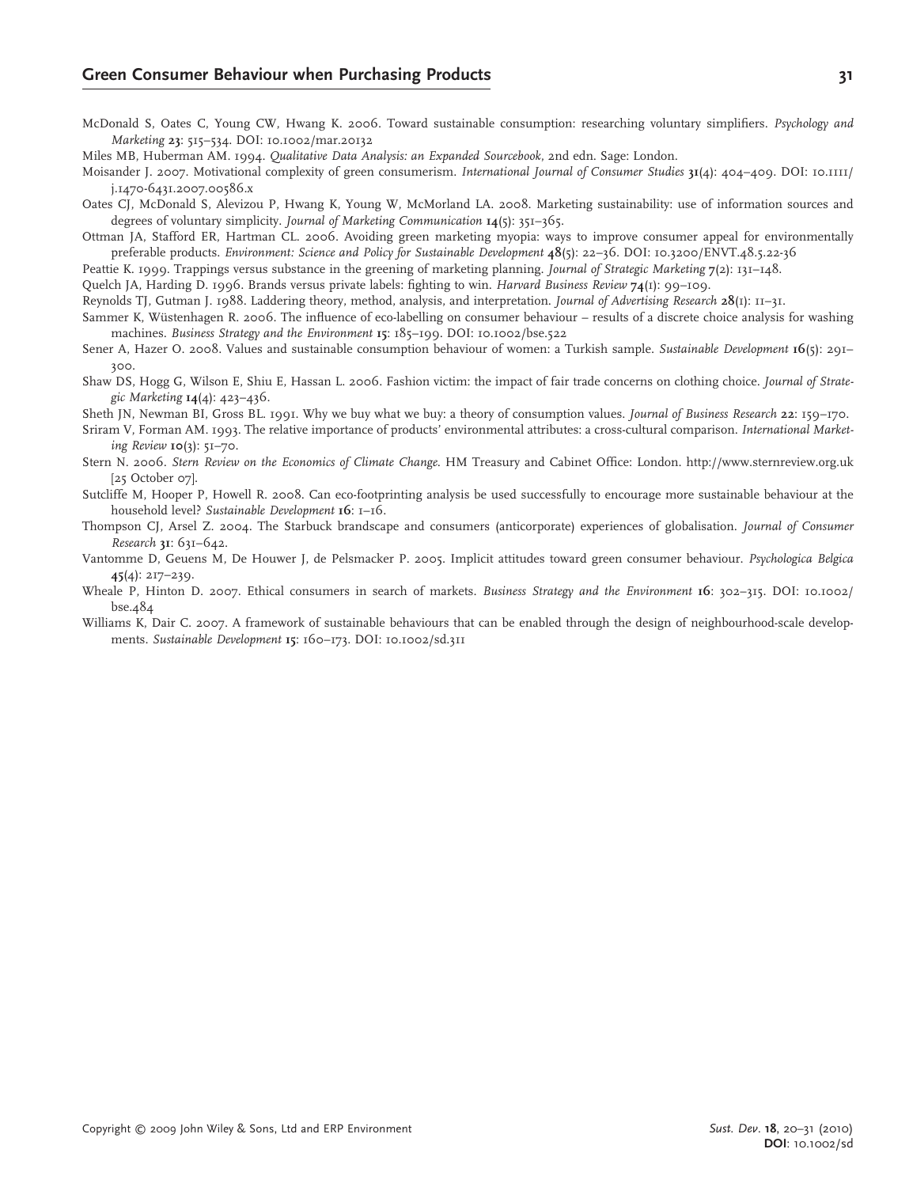McDonald S, Oates C, Young CW, Hwang K. 2006. Toward sustainable consumption: researching voluntary simplifiers. *Psychology and Marketing* **23**: 515–534. DOI: 10.1002/mar.20132

Miles MB, Huberman AM. 1994. *Qualitative Data Analysis: an Expanded Sourcebook*, 2nd edn. Sage: London.

Moisander J. 2007. Motivational complexity of green consumerism. *International Journal of Consumer Studies* **31**(4): 404–409. DOI: 10.1111/j.1470-6431.2007.00586.x

Oates CJ, McDonald S, Alevizou P, Hwang K, Young W, McMorland LA. 2008. Marketing sustainability: use of information sources and degrees of voluntary simplicity. *Journal of Marketing Communication* **14**(5): 351–365.

Ottman JA, Stafford ER, Hartman CL. 2006. Avoiding green marketing myopia: ways to improve consumer appeal for environmentally preferable products. *Environment: Science and Policy for Sustainable Development* **48**(5): 22–36. DOI: 10.3200/ENVT.48.5.22-36

Peattie K. 1999. Trappings versus substance in the greening of marketing planning. *Journal of Strategic Marketing* **7**(2): 131–148.

Quelch JA, Harding D. 1996. Brands versus private labels: fighting to win. *Harvard Business Review* **74**(1): 99–109.

Reynolds TJ, Gutman J. 1988. Laddering theory, method, analysis, and interpretation. *Journal of Advertising Research* **28**(1): 11–31.

Sammer K, Wüstenhagen R. 2006. The influence of eco-labelling on consumer behaviour – results of a discrete choice analysis for washing machines. *Business Strategy and the Environment* **15**: 185–199. DOI: 10.1002/bse.522

Sener A, Hazer O. 2008. Values and sustainable consumption behaviour of women: a Turkish sample. *Sustainable Development* **16**(5): 291–300.

Shaw DS, Hogg G, Wilson E, Shiu E, Hassan L. 2006. Fashion victim: the impact of fair trade concerns on clothing choice. *Journal of Strategic Marketing* **14**(4): 423–436.

Sheth JN, Newman BI, Gross BL. 1991. Why we buy what we buy: a theory of consumption values. *Journal of Business Research* **22**: 159–170.

Sriram V, Forman AM. 1993. The relative importance of products' environmental attributes: a cross-cultural comparison. *International Marketing Review* **10**(3): 51–70.

Stern N. 2006. *Stern Review on the Economics of Climate Change*. HM Treasury and Cabinet Office: London. http://www.sternreview.org.uk [25 October 07].

Sutcliffe M, Hooper P, Howell R. 2008. Can eco-footprinting analysis be used successfully to encourage more sustainable behaviour at the household level? *Sustainable Development* **16**: 1–16.

Thompson CJ, Arsel Z. 2004. The Starbuck brandscape and consumers (anticorporate) experiences of globalisation. *Journal of Consumer Research* **31**: 631–642.

Vantomme D, Geuens M, De Houwer J, de Pelsmacker P. 2005. Implicit attitudes toward green consumer behaviour. *Psychologica Belgica* **45**(4): 217–239.

Wheale P, Hinton D. 2007. Ethical consumers in search of markets. *Business Strategy and the Environment* **16**: 302–315. DOI: 10.1002/bse.484

Williams K, Dair C. 2007. A framework of sustainable behaviours that can be enabled through the design of neighbourhood-scale developments. *Sustainable Development* **15**: 160–173. DOI: 10.1002/sd.311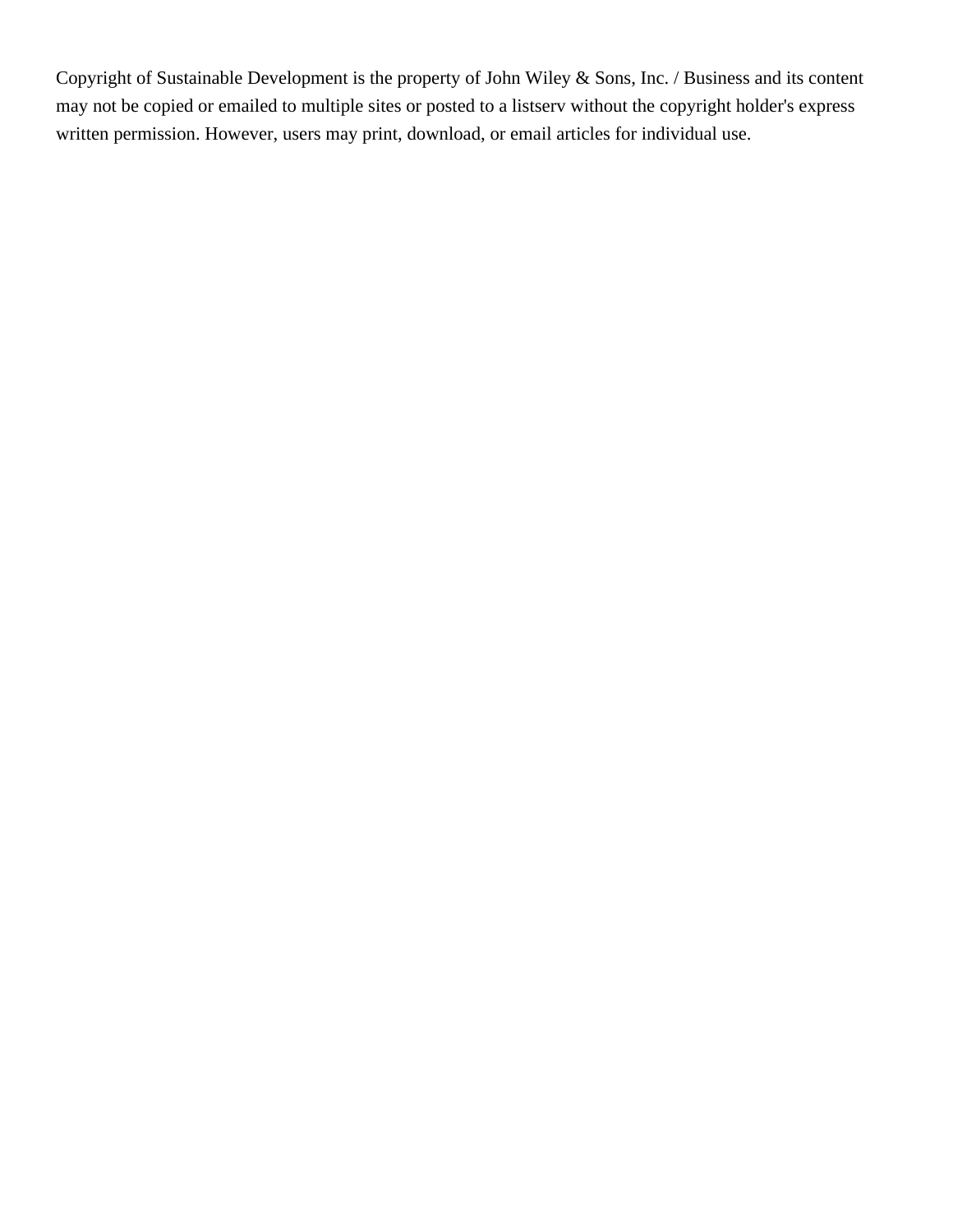Copyright of Sustainable Development is the property of John Wiley & Sons, Inc. / Business and its content may not be copied or emailed to multiple sites or posted to a listserv without the copyright holder's express written permission. However, users may print, download, or email articles for individual use.